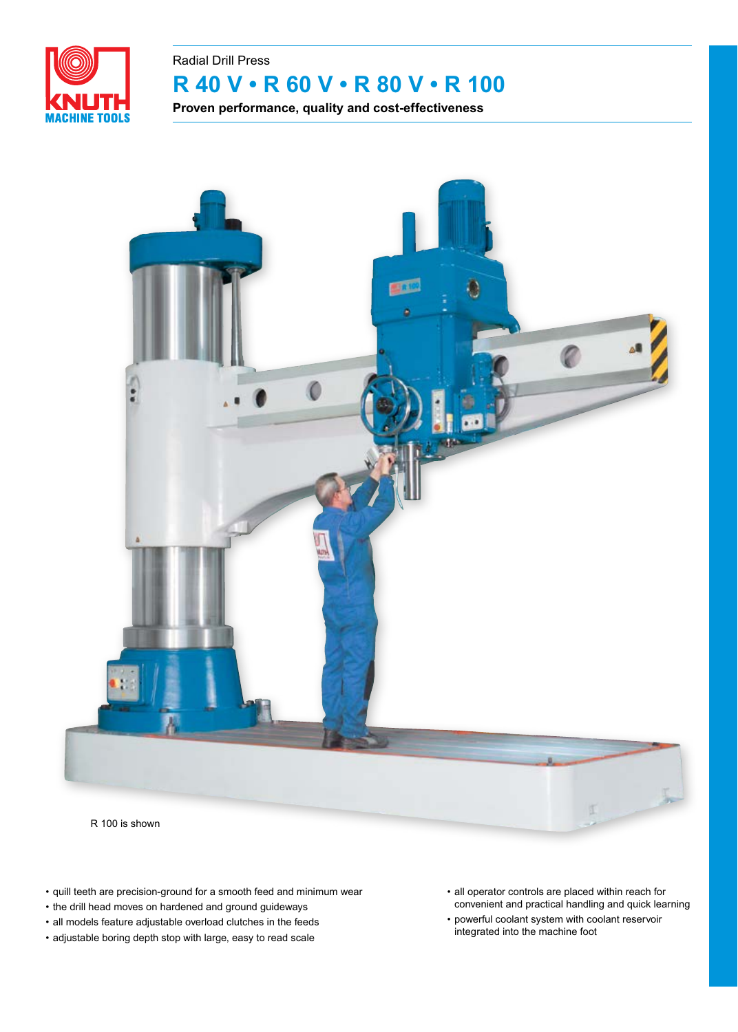Radial Drill Press

# R 40 V • R 60 V • R 80 V • R 100

**Proven performance, quality and cost-effectiveness**

R 100 is shown

- quill teeth are precision-ground for a smooth feed and minimum wear
- the drill head moves on hardened and ground guideways
- all models feature adjustable overload clutches in the feeds
- adjustable boring depth stop with large, easy to read scale
- all operator controls are placed within reach for convenient and practical handling and quick learning
- powerful coolant system with coolant reservoir integrated into the machine foot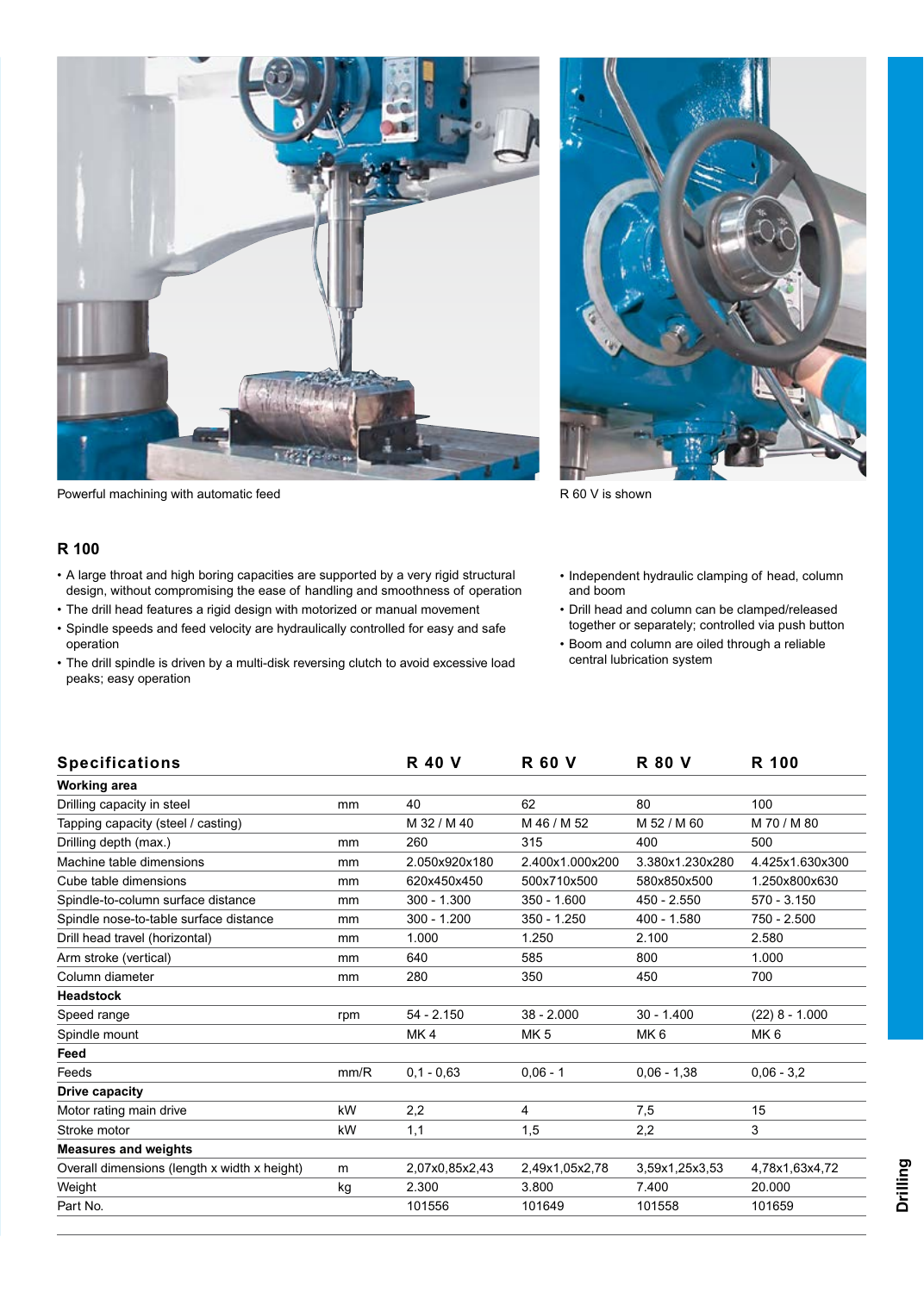Powerful machining with automatic feed

R 60 V is shown

## R 100

- A large throat and high boring capacities are supported by a very rigid structural design, without compromising the ease of handling and smoothness of operation
- The drill head features a rigid design with motorized or manual movement
- Spindle speeds and feed velocity are hydraulically controlled for easy and safe operation
- The drill spindle is driven by a multi-disk reversing clutch to avoid excessive load peaks; easy operation
- Independent hydraulic clamping of head, column and boom
- Drill head and column can be clamped/released together or separately; controlled via push button
- Boom and column are oiled through a reliable central lubrication system

| Specifications | | R 40 V | R 60 V | R 80 V | R 100 |
|---|---|---|---|---|---|
| **Working area** | | | | | |
| Drilling capacity in steel | mm | 40 | 62 | 80 | 100 |
| Tapping capacity (steel / casting) | | M 32 / M 40 | M 46 / M 52 | M 52 / M 60 | M 70 / M 80 |
| Drilling depth (max.) | mm | 260 | 315 | 400 | 500 |
| Machine table dimensions | mm | 2.050x920x180 | 2.400x1.000x200 | 3.380x1.230x280 | 4.425x1.630x300 |
| Cube table dimensions | mm | 620x450x450 | 500x710x500 | 580x850x500 | 1.250x800x630 |
| Spindle-to-column surface distance | mm | 300 - 1.300 | 350 - 1.600 | 450 - 2.550 | 570 - 3.150 |
| Spindle nose-to-table surface distance | mm | 300 - 1.200 | 350 - 1.250 | 400 - 1.580 | 750 - 2.500 |
| Drill head travel (horizontal) | mm | 1.000 | 1.250 | 2.100 | 2.580 |
| Arm stroke (vertical) | mm | 640 | 585 | 800 | 1.000 |
| Column diameter | mm | 280 | 350 | 450 | 700 |
| **Headstock** | | | | | |
| Speed range | rpm | 54 - 2.150 | 38 - 2.000 | 30 - 1.400 | (22) 8 - 1.000 |
| Spindle mount | | MK 4 | MK 5 | MK 6 | MK 6 |
| **Feed** | | | | | |
| Feeds | mm/R | 0,1 - 0,63 | 0,06 - 1 | 0,06 - 1,38 | 0,06 - 3,2 |
| **Drive capacity** | | | | | |
| Motor rating main drive | kW | 2,2 | 4 | 7,5 | 15 |
| Stroke motor | kW | 1,1 | 1,5 | 2,2 | 3 |
| **Measures and weights** | | | | | |
| Overall dimensions (length x width x height) | m | 2,07x0,85x2,43 | 2,49x1,05x2,78 | 3,59x1,25x3,53 | 4,78x1,63x4,72 |
| Weight | kg | 2.300 | 3.800 | 7.400 | 20.000 |
| Part No. | | 101556 | 101649 | 101558 | 101659 |